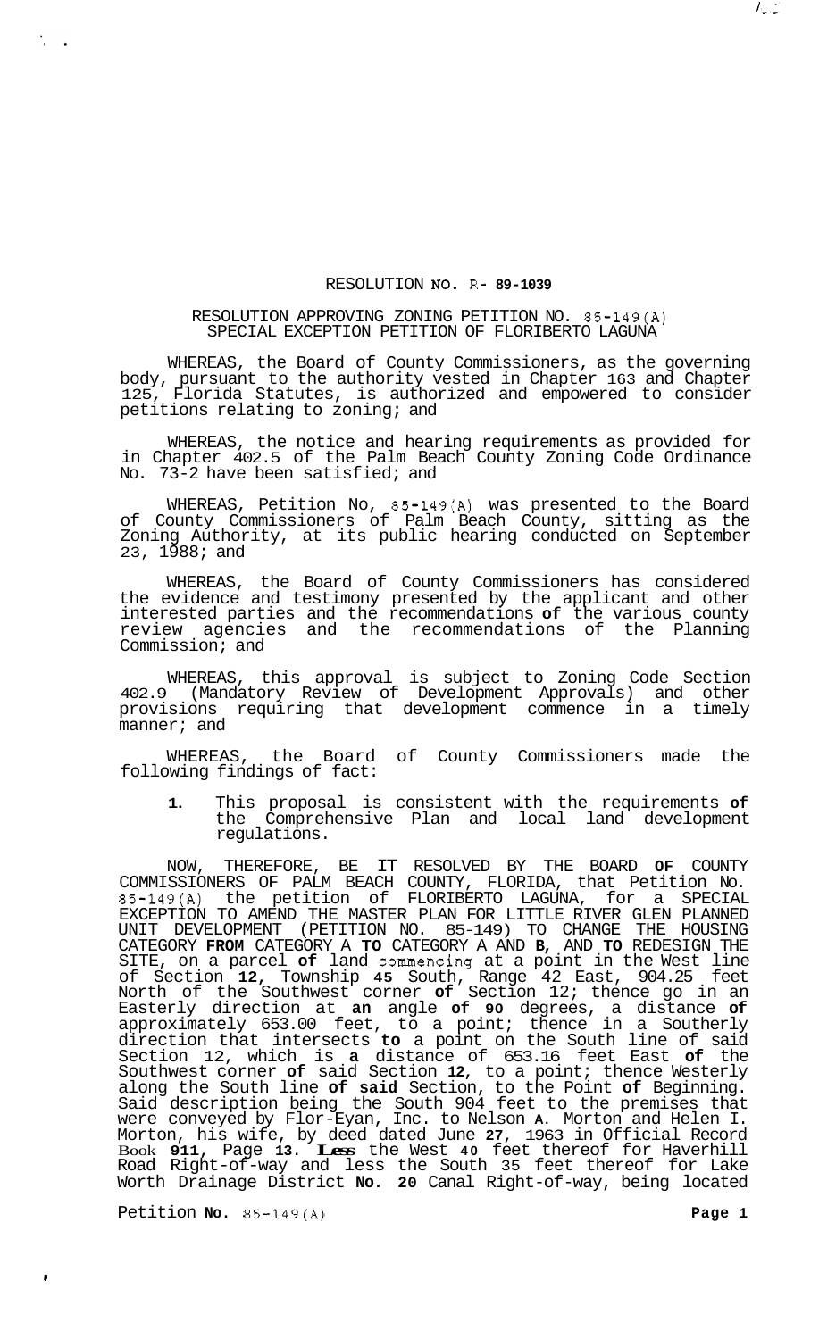RESOLUTION NO. R- 89-1039

RESOLUTION APPROVING ZONING PETITION NO. 85-149(A) SPECIAL EXCEPTION PETITION OF FLORIBERTO LAGUNA

WHEREAS, the Board of County Commissioners, as the governing body, pursuant to the authority vested in Chapter 163 and Chapter 125, Florida Statutes, is authorized and empowered to consider petitions relating to zoning; and

WHEREAS, the notice and hearing requirements as provided for in Chapter 402.5 of the Palm Beach County Zoning Code Ordinance No. 73-2 have been satisfied; and

WHEREAS, Petition No, 85-149(A) was presented to the Board of County Commissioners of Palm Beach County, sitting as the Zoning Authority, at its public hearing conducted on September 23, 1988; and

WHEREAS, the Board of County Commissioners has considered the evidence and testimony presented by the applicant and other interested parties and the recommendations **of** the various county review agencies and the recommendations of the Planning Commission; and

WHEREAS, this approval is subject to Zoning Code Section 402.9 (Mandatory Review of Development Approvals) and other provisions requiring that development commence in a timely manner; and

WHEREAS, the Board of County Commissioners made the following findings of fact:

1. This proposal is consistent with the requirements **of** the Comprehensive Plan and local land development regulations.

NOW, THEREFORE, BE IT RESOLVED BY THE BOARD **OF** COUNTY COMMISSIONERS OF PALM BEACH COUNTY, FLORIDA, that Petition No. 85-149(A) the petition of FLORIBERTO LAGUNA, for a SPECIAL EXCEPTION TO AMEND THE MASTER PLAN FOR LITTLE RIVER GLEN PLANNED UNIT DEVELOPMENT (PETITION NO. 85-149) TO CHANGE THE HOUSING CATEGORY **FROM** CATEGORY A **TO** CATEGORY A AND **B,** AND **TO** REDESIGN THE SITE, on a parcel **of** land commencing at a point in the West line of Section **12**, Township **45** South, Range 42 East, 904.25 feet North of the Southwest corner **of** Section 12; thence go in an Easterly direction at **an** angle **of 90** degrees, a distance **of** approximately 653.00 feet, to a point; thence in a Southerly direction that intersects **to** a point on the South line of said Section 12, which is **a** distance of 653.16 feet East **of** the Southwest corner **of** said Section **12**, to a point; thence Westerly along the South line **of said** Section, to the Point **of** Beginning. Said description being the South 904 feet to the premises that were conveyed by Flor-Eyan, Inc. to Nelson **A**. Morton and Helen I. Morton, his wife, by deed dated June **27**, 1963 in Official Record Book **911**, Page **13**. **Less** the West **40** feet thereof for Haverhill Road Right-of-way and less the South 35 feet thereof for Lake Worth Drainage District **No. 20** Canal Right-of-way, being located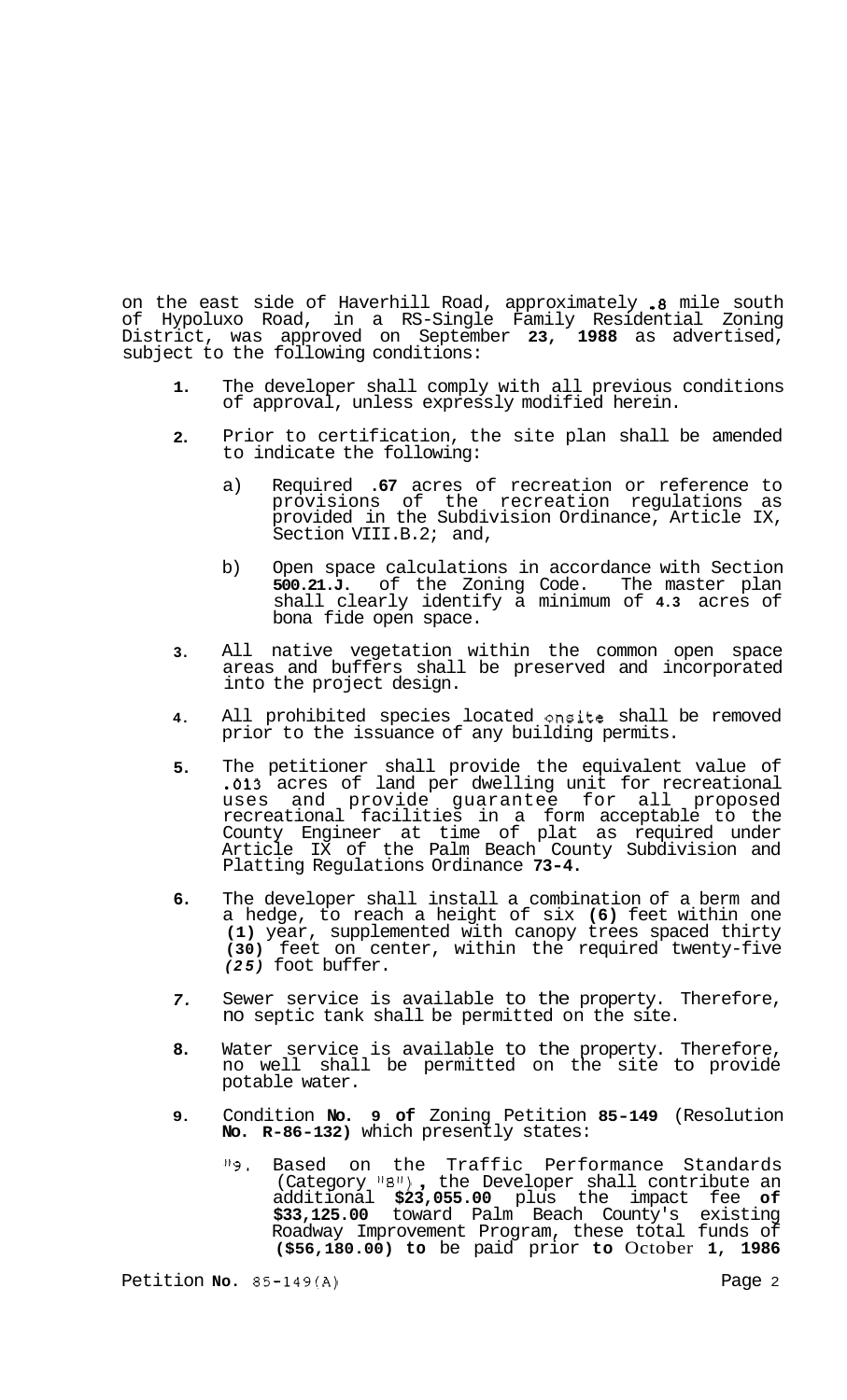on the east side of Haverhill Road, approximately .8 mile south of Hypoluxo Road, in a RS-Single Family Residential Zoning District, was approved on September **23**, **1988** as advertised, subject to the following conditions:

1. The developer shall comply with all previous conditions of approval, unless expressly modified herein.

2. Prior to certification, the site plan shall be amended to indicate the following:

   a) Required **.67** acres of recreation or reference to provisions of the recreation regulations as provided in the Subdivision Ordinance, Article IX, Section VIII.B.2; and,

   b) Open space calculations in accordance with Section **500.21.J.** of the Zoning Code. The master plan shall clearly identify a minimum of **4.3** acres of bona fide open space.

3. All native vegetation within the common open space areas and buffers shall be preserved and incorporated into the project design.

4. All prohibited species located onsite shall be removed prior to the issuance of any building permits.

5. The petitioner shall provide the equivalent value of .013 acres of land per dwelling unit for recreational uses and provide guarantee for all proposed recreational facilities in a form acceptable to the County Engineer at time of plat as required under Article IX of the Palm Beach County Subdivision and Platting Regulations Ordinance **73-4.**

6. The developer shall install a combination of a berm and a hedge, to reach a height of six **(6)** feet within one **(1)** year, supplemented with canopy trees spaced thirty **(30)** feet on center, within the required twenty-five *(25)* foot buffer.

7. Sewer service is available to the property. Therefore, no septic tank shall be permitted on the site.

8. Water service is available to the property. Therefore, no well shall be permitted on the site to provide potable water.

9. Condition **No. 9 of** Zoning Petition **85-149** (Resolution **No. R-86-132)** which presently states:

   "9. Based on the Traffic Performance Standards (Category "B"), the Developer shall contribute an additional **$23,055.00** plus the impact fee **of $33,125.00** toward Palm Beach County's existing Roadway Improvement Program, these total funds of **($56,180.00) to** be paid prior **to** October **1**, **1986**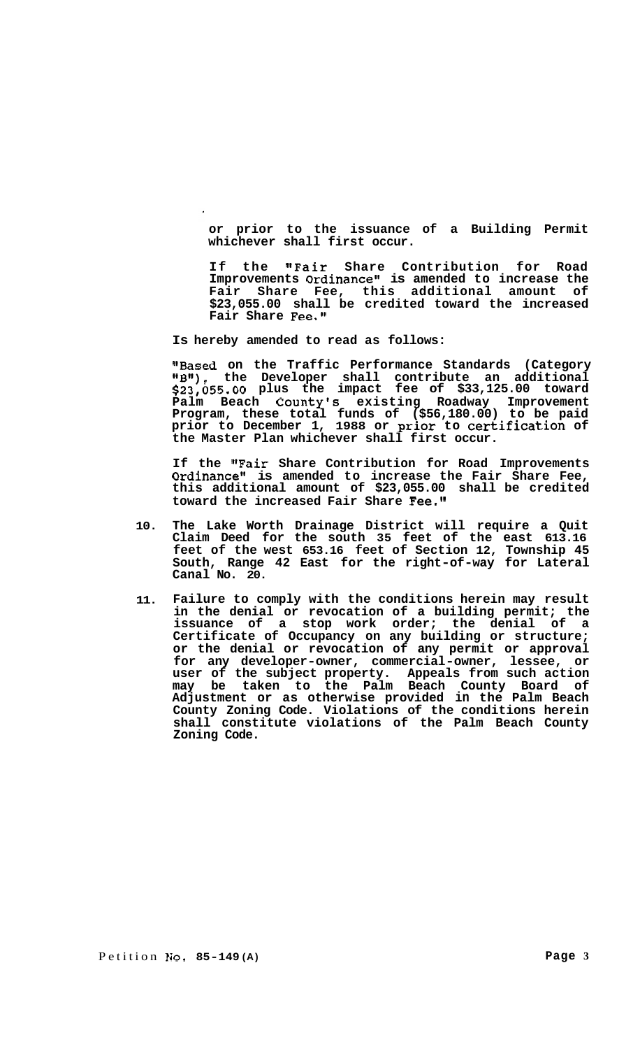or prior to the issuance of a Building Permit whichever shall first occur.

If the "Fair Share Contribution for Road Improvements Ordinance" is amended to increase the Fair Share Fee, this additional amount of $23,055.00 shall be credited toward the increased Fair Share Fee."

Is hereby amended to read as follows:

"Based on the Traffic Performance Standards (Category "B"), the Developer shall contribute an additional $23,055.00 plus the impact fee of $33,125.00 toward Palm Beach County's existing Roadway Improvement Program, these total funds of ($56,180.00) to be paid prior to December 1, 1988 or prior to certification of the Master Plan whichever shall first occur.

If the "Fair Share Contribution for Road Improvements Ordinance" is amended to increase the Fair Share Fee, this additional amount of $23,055.00 shall be credited toward the increased Fair Share Fee."

10. The Lake Worth Drainage District will require a Quit Claim Deed for the south 35 feet of the east 613.16 feet of the west 653.16 feet of Section 12, Township 45 South, Range 42 East for the right-of-way for Lateral Canal No. 20.

11. Failure to comply with the conditions herein may result in the denial or revocation of a building permit; the issuance of a stop work order; the denial of a Certificate of Occupancy on any building or structure; or the denial or revocation of any permit or approval for any developer-owner, commercial-owner, lessee, or user of the subject property. Appeals from such action may be taken to the Palm Beach County Board of Adjustment or as otherwise provided in the Palm Beach County Zoning Code. Violations of the conditions herein shall constitute violations of the Palm Beach County Zoning Code.

Petition No. 85-149(A)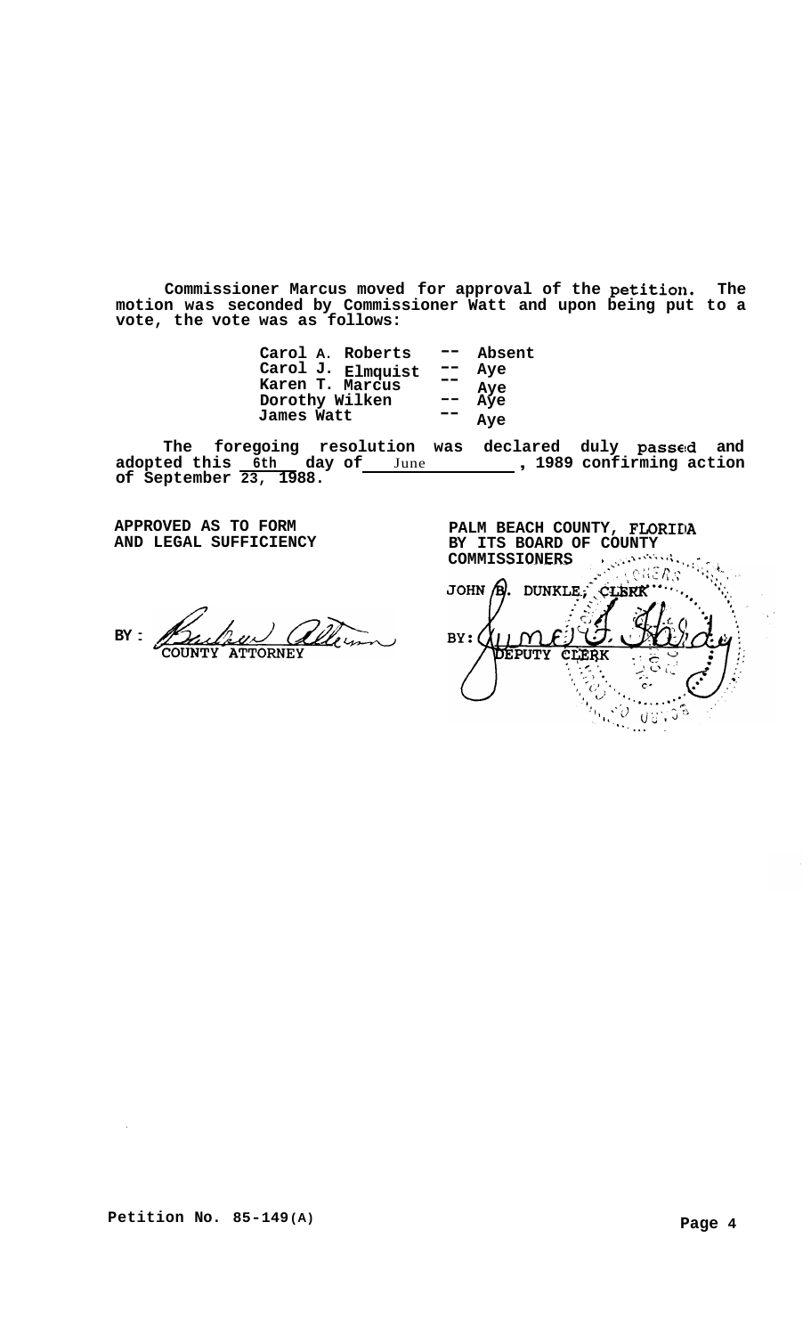Commissioner Marcus moved for approval of the petition. The motion was seconded by Commissioner Watt and upon being put to a vote, the vote was as follows:

| | | |
|---|---|---|
| Carol A. Roberts | -- | Absent |
| Carol J. Elmquist | -- | Aye |
| Karen T. Marcus | -- | Aye |
| Dorothy Wilken | -- | Aye |
| James Watt | -- | Aye |

The foregoing resolution was declared duly passed and adopted this 6th day of June, 1989 confirming action of September 23, 1988.

APPROVED AS TO FORM
AND LEGAL SUFFICIENCY

BY: COUNTY ATTORNEY

PALM BEACH COUNTY, FLORIDA
BY ITS BOARD OF COUNTY
COMMISSIONERS

JOHN B. DUNKLE, CLERK

BY: DEPUTY CLERK

Petition No. 85-149(A)